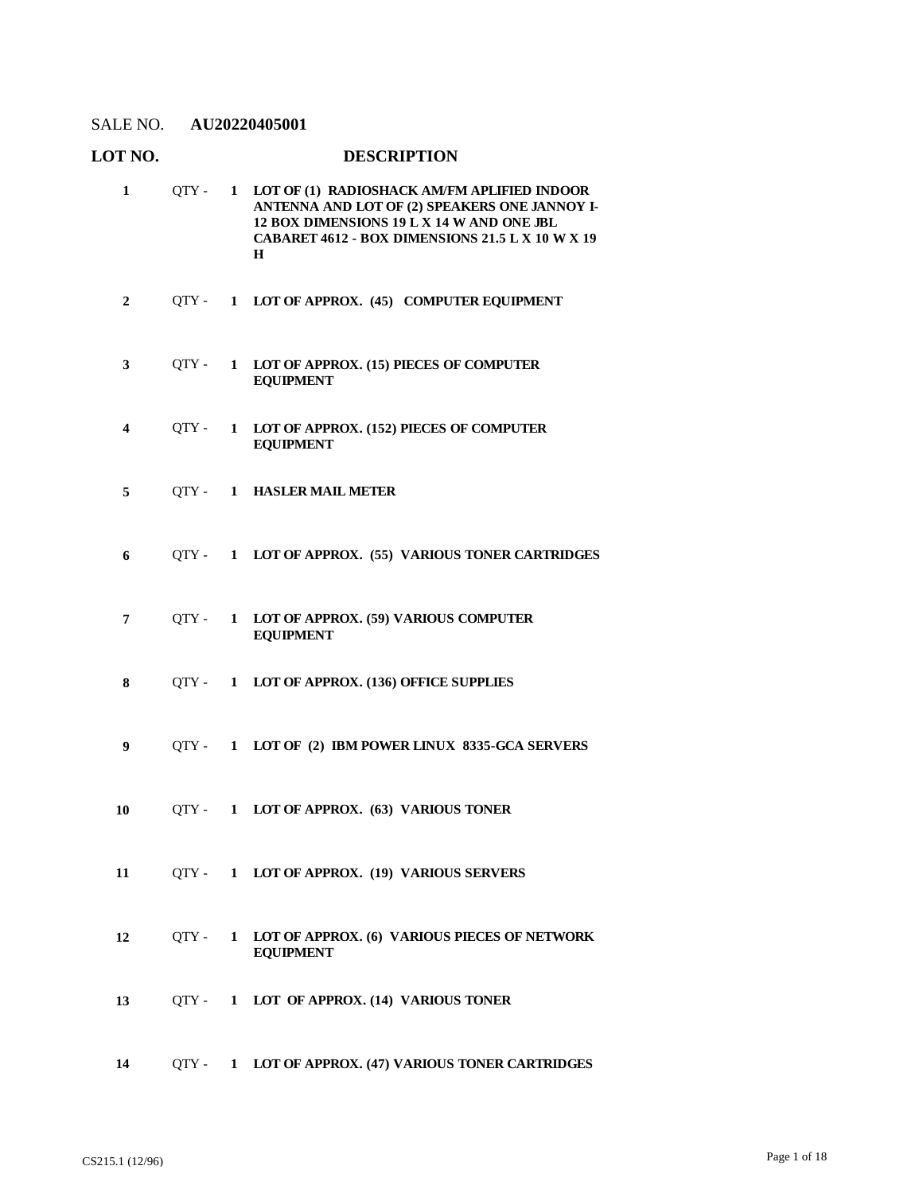SALE NO. **AU20220405001**

| LOT NO. | | | DESCRIPTION |
|---|---|---|---|
| **1** | QTY - | **1** | **LOT OF (1) RADIOSHACK AM/FM APLIFIED INDOOR ANTENNA AND LOT OF (2) SPEAKERS ONE JANNOY I-12 BOX DIMENSIONS 19 L X 14 W AND ONE JBL CABARET 4612 - BOX DIMENSIONS 21.5 L X 10 W X 19 H** |
| **2** | QTY - | **1** | **LOT OF APPROX. (45) COMPUTER EQUIPMENT** |
| **3** | QTY - | **1** | **LOT OF APPROX. (15) PIECES OF COMPUTER EQUIPMENT** |
| **4** | QTY - | **1** | **LOT OF APPROX. (152) PIECES OF COMPUTER EQUIPMENT** |
| **5** | QTY - | **1** | **HASLER MAIL METER** |
| **6** | QTY - | **1** | **LOT OF APPROX. (55) VARIOUS TONER CARTRIDGES** |
| **7** | QTY - | **1** | **LOT OF APPROX. (59) VARIOUS COMPUTER EQUIPMENT** |
| **8** | QTY - | **1** | **LOT OF APPROX. (136) OFFICE SUPPLIES** |
| **9** | QTY - | **1** | **LOT OF (2) IBM POWER LINUX 8335-GCA SERVERS** |
| **10** | QTY - | **1** | **LOT OF APPROX. (63) VARIOUS TONER** |
| **11** | QTY - | **1** | **LOT OF APPROX. (19) VARIOUS SERVERS** |
| **12** | QTY - | **1** | **LOT OF APPROX. (6) VARIOUS PIECES OF NETWORK EQUIPMENT** |
| **13** | QTY - | **1** | **LOT OF APPROX. (14) VARIOUS TONER** |
| **14** | QTY - | **1** | **LOT OF APPROX. (47) VARIOUS TONER CARTRIDGES** |

CS215.1 (12/96)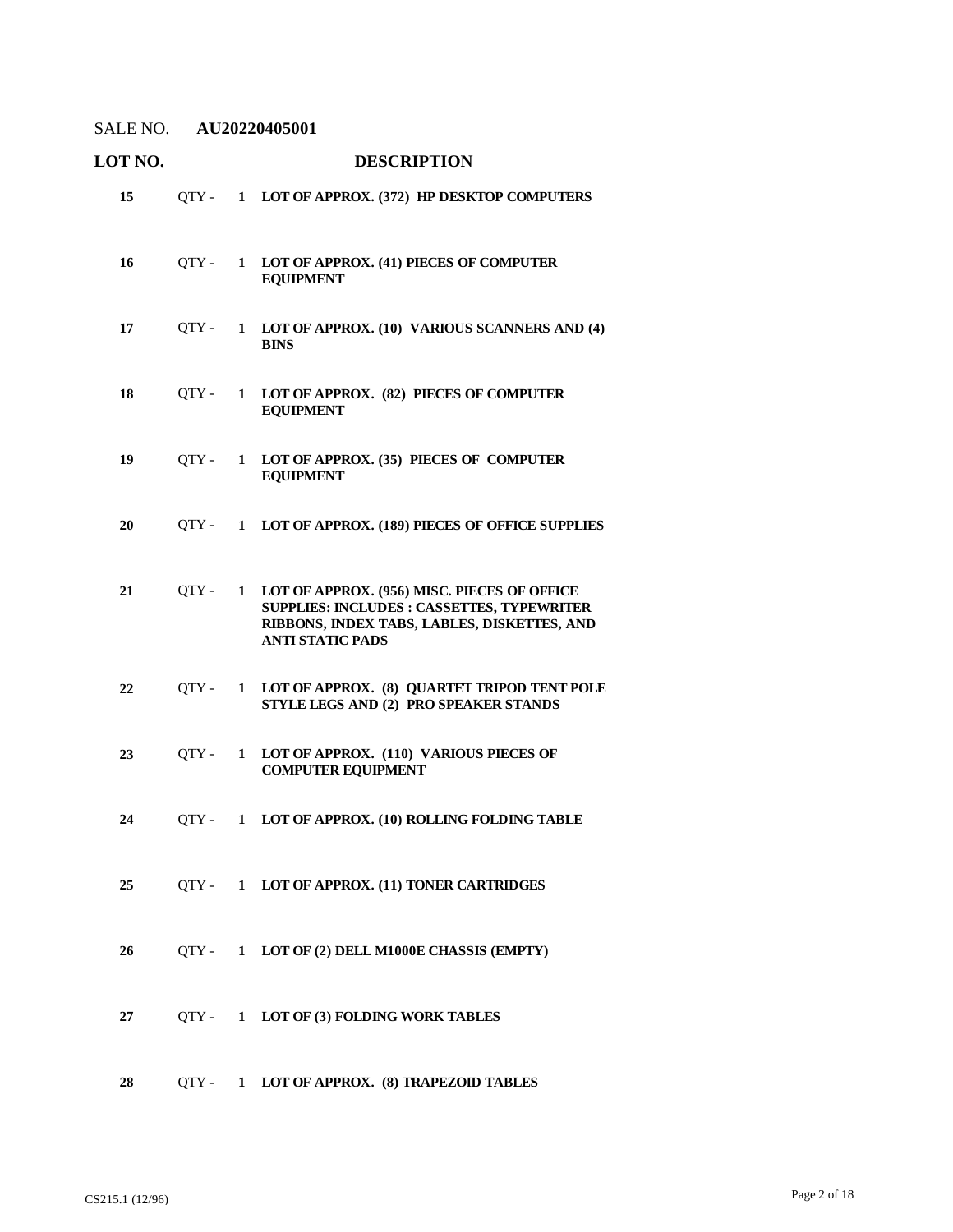SALE NO. **AU20220405001**

| LOT NO. | | | DESCRIPTION |
|---|---|---|---|
| **15** | QTY - | **1** | **LOT OF APPROX. (372) HP DESKTOP COMPUTERS** |
| **16** | QTY - | **1** | **LOT OF APPROX. (41) PIECES OF COMPUTER EQUIPMENT** |
| **17** | QTY - | **1** | **LOT OF APPROX. (10) VARIOUS SCANNERS AND (4) BINS** |
| **18** | QTY - | **1** | **LOT OF APPROX. (82) PIECES OF COMPUTER EQUIPMENT** |
| **19** | QTY - | **1** | **LOT OF APPROX. (35) PIECES OF COMPUTER EQUIPMENT** |
| **20** | QTY - | **1** | **LOT OF APPROX. (189) PIECES OF OFFICE SUPPLIES** |
| **21** | QTY - | **1** | **LOT OF APPROX. (956) MISC. PIECES OF OFFICE SUPPLIES: INCLUDES : CASSETTES, TYPEWRITER RIBBONS, INDEX TABS, LABLES, DISKETTES, AND ANTI STATIC PADS** |
| **22** | QTY - | **1** | **LOT OF APPROX. (8) QUARTET TRIPOD TENT POLE STYLE LEGS AND (2) PRO SPEAKER STANDS** |
| **23** | QTY - | **1** | **LOT OF APPROX. (110) VARIOUS PIECES OF COMPUTER EQUIPMENT** |
| **24** | QTY - | **1** | **LOT OF APPROX. (10) ROLLING FOLDING TABLE** |
| **25** | QTY - | **1** | **LOT OF APPROX. (11) TONER CARTRIDGES** |
| **26** | QTY - | **1** | **LOT OF (2) DELL M1000E CHASSIS (EMPTY)** |
| **27** | QTY - | **1** | **LOT OF (3) FOLDING WORK TABLES** |
| **28** | QTY - | **1** | **LOT OF APPROX. (8) TRAPEZOID TABLES** |

CS215.1 (12/96)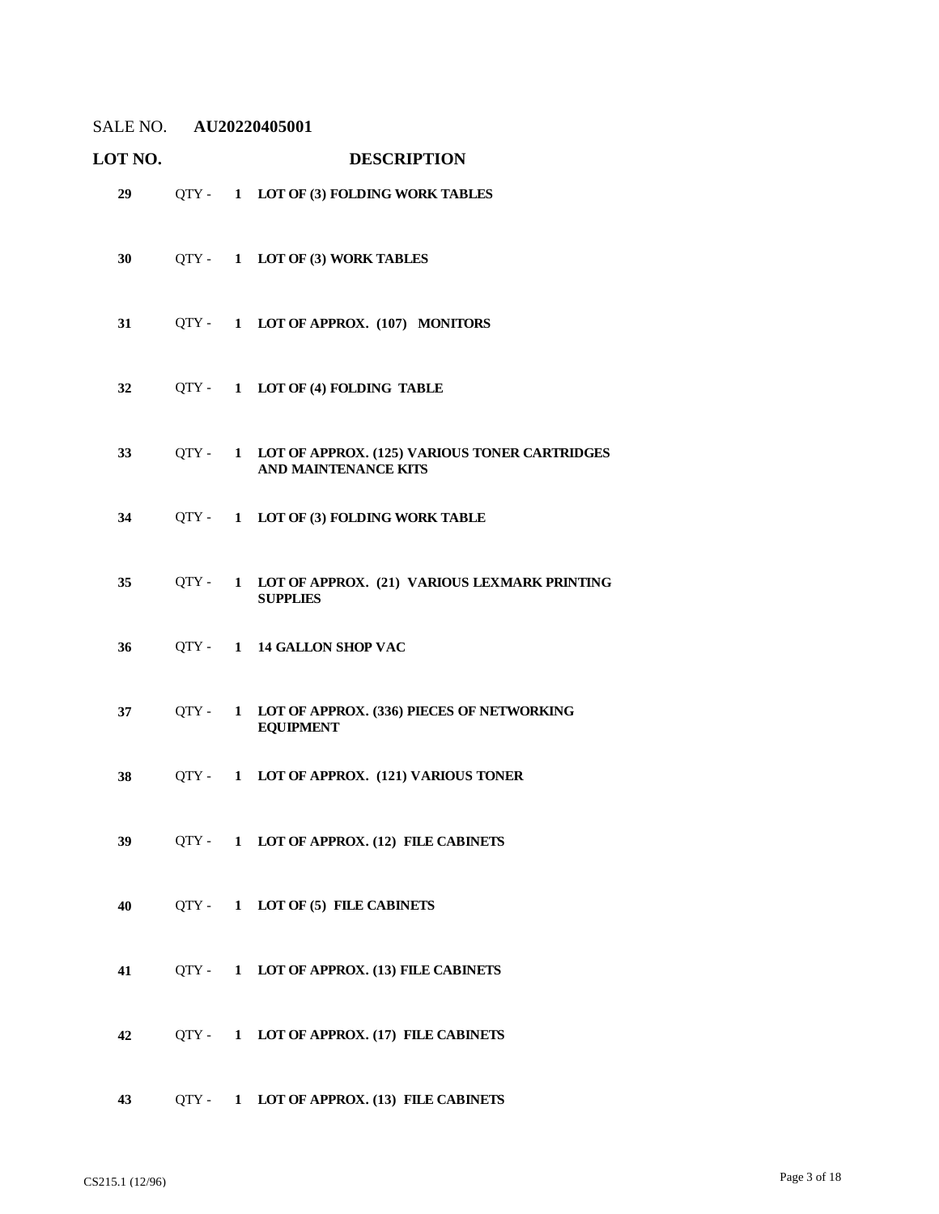SALE NO. **AU20220405001**

| LOT NO. | | | DESCRIPTION |
|---|---|---|---|
| **29** | QTY - | **1** | **LOT OF (3) FOLDING WORK TABLES** |
| **30** | QTY - | **1** | **LOT OF (3) WORK TABLES** |
| **31** | QTY - | **1** | **LOT OF APPROX. (107) MONITORS** |
| **32** | QTY - | **1** | **LOT OF (4) FOLDING TABLE** |
| **33** | QTY - | **1** | **LOT OF APPROX. (125) VARIOUS TONER CARTRIDGES AND MAINTENANCE KITS** |
| **34** | QTY - | **1** | **LOT OF (3) FOLDING WORK TABLE** |
| **35** | QTY - | **1** | **LOT OF APPROX. (21) VARIOUS LEXMARK PRINTING SUPPLIES** |
| **36** | QTY - | **1** | **14 GALLON SHOP VAC** |
| **37** | QTY - | **1** | **LOT OF APPROX. (336) PIECES OF NETWORKING EQUIPMENT** |
| **38** | QTY - | **1** | **LOT OF APPROX. (121) VARIOUS TONER** |
| **39** | QTY - | **1** | **LOT OF APPROX. (12) FILE CABINETS** |
| **40** | QTY - | **1** | **LOT OF (5) FILE CABINETS** |
| **41** | QTY - | **1** | **LOT OF APPROX. (13) FILE CABINETS** |
| **42** | QTY - | **1** | **LOT OF APPROX. (17) FILE CABINETS** |
| **43** | QTY - | **1** | **LOT OF APPROX. (13) FILE CABINETS** |

CS215.1 (12/96)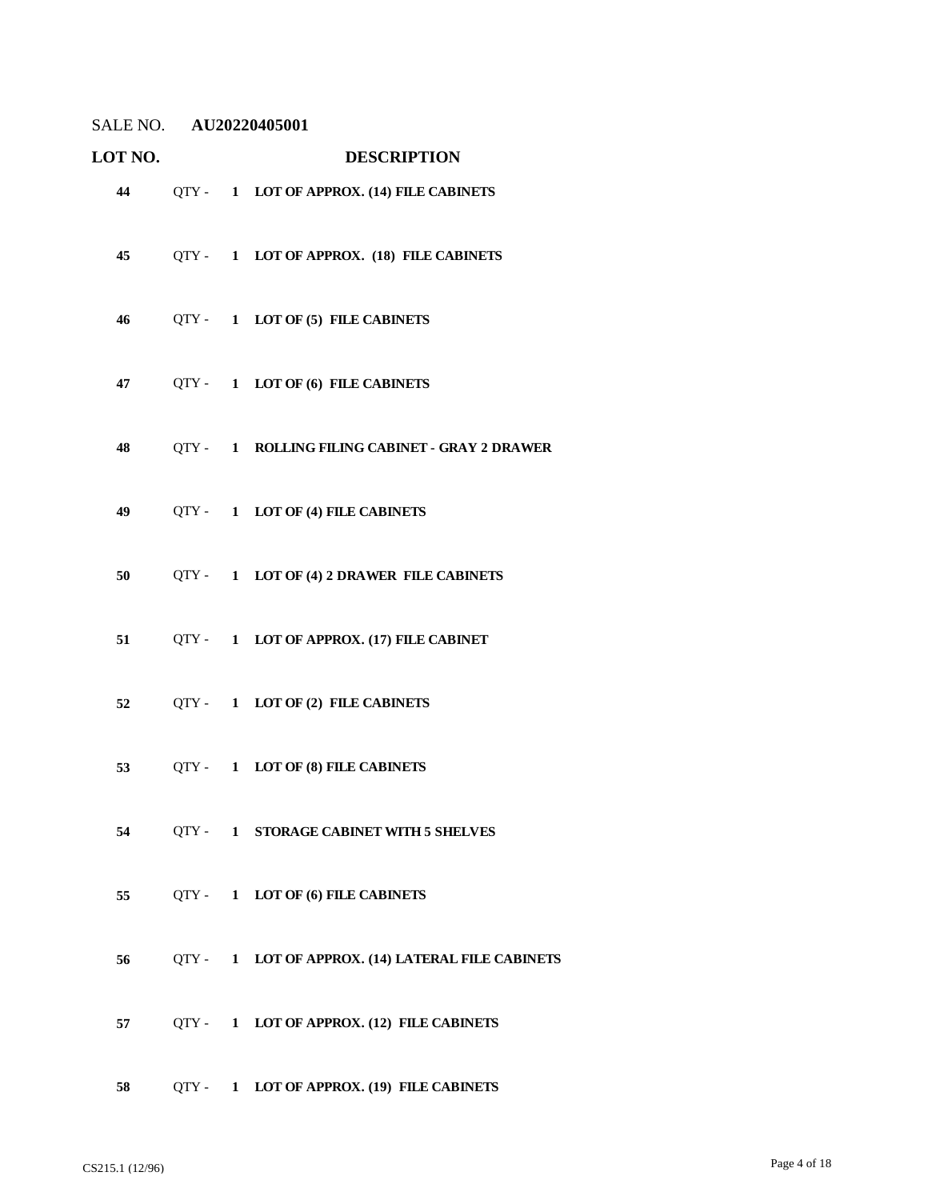SALE NO. **AU20220405001**

| LOT NO. | | | DESCRIPTION |
|---|---|---|---|
| **44** | QTY - | **1** | **LOT OF APPROX. (14) FILE CABINETS** |
| **45** | QTY - | **1** | **LOT OF APPROX. (18) FILE CABINETS** |
| **46** | QTY - | **1** | **LOT OF (5) FILE CABINETS** |
| **47** | QTY - | **1** | **LOT OF (6) FILE CABINETS** |
| **48** | QTY - | **1** | **ROLLING FILING CABINET - GRAY 2 DRAWER** |
| **49** | QTY - | **1** | **LOT OF (4) FILE CABINETS** |
| **50** | QTY - | **1** | **LOT OF (4) 2 DRAWER FILE CABINETS** |
| **51** | QTY - | **1** | **LOT OF APPROX. (17) FILE CABINET** |
| **52** | QTY - | **1** | **LOT OF (2) FILE CABINETS** |
| **53** | QTY - | **1** | **LOT OF (8) FILE CABINETS** |
| **54** | QTY - | **1** | **STORAGE CABINET WITH 5 SHELVES** |
| **55** | QTY - | **1** | **LOT OF (6) FILE CABINETS** |
| **56** | QTY - | **1** | **LOT OF APPROX. (14) LATERAL FILE CABINETS** |
| **57** | QTY - | **1** | **LOT OF APPROX. (12) FILE CABINETS** |
| **58** | QTY - | **1** | **LOT OF APPROX. (19) FILE CABINETS** |

CS215.1 (12/96)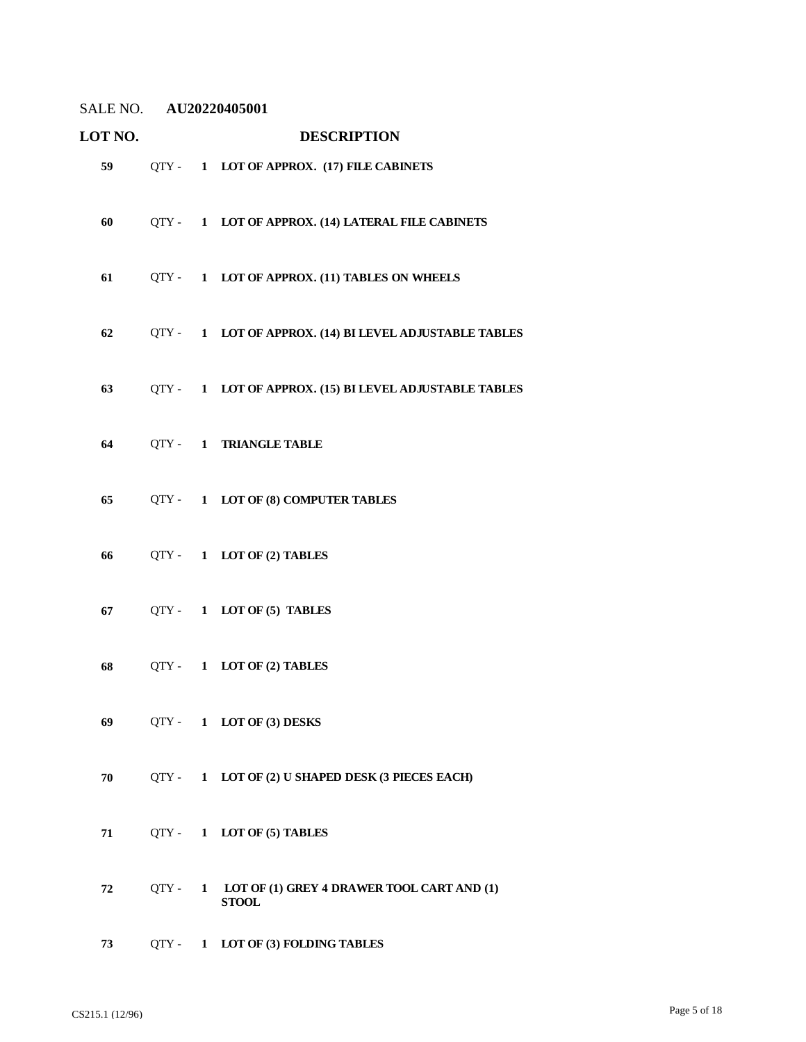SALE NO. **AU20220405001**

| LOT NO. | | | DESCRIPTION |
|---|---|---|---|
| **59** | QTY - | **1** | **LOT OF APPROX. (17) FILE CABINETS** |
| **60** | QTY - | **1** | **LOT OF APPROX. (14) LATERAL FILE CABINETS** |
| **61** | QTY - | **1** | **LOT OF APPROX. (11) TABLES ON WHEELS** |
| **62** | QTY - | **1** | **LOT OF APPROX. (14) BI LEVEL ADJUSTABLE TABLES** |
| **63** | QTY - | **1** | **LOT OF APPROX. (15) BI LEVEL ADJUSTABLE TABLES** |
| **64** | QTY - | **1** | **TRIANGLE TABLE** |
| **65** | QTY - | **1** | **LOT OF (8) COMPUTER TABLES** |
| **66** | QTY - | **1** | **LOT OF (2) TABLES** |
| **67** | QTY - | **1** | **LOT OF (5) TABLES** |
| **68** | QTY - | **1** | **LOT OF (2) TABLES** |
| **69** | QTY - | **1** | **LOT OF (3) DESKS** |
| **70** | QTY - | **1** | **LOT OF (2) U SHAPED DESK (3 PIECES EACH)** |
| **71** | QTY - | **1** | **LOT OF (5) TABLES** |
| **72** | QTY - | **1** | **LOT OF (1) GREY 4 DRAWER TOOL CART AND (1) STOOL** |
| **73** | QTY - | **1** | **LOT OF (3) FOLDING TABLES** |

CS215.1 (12/96)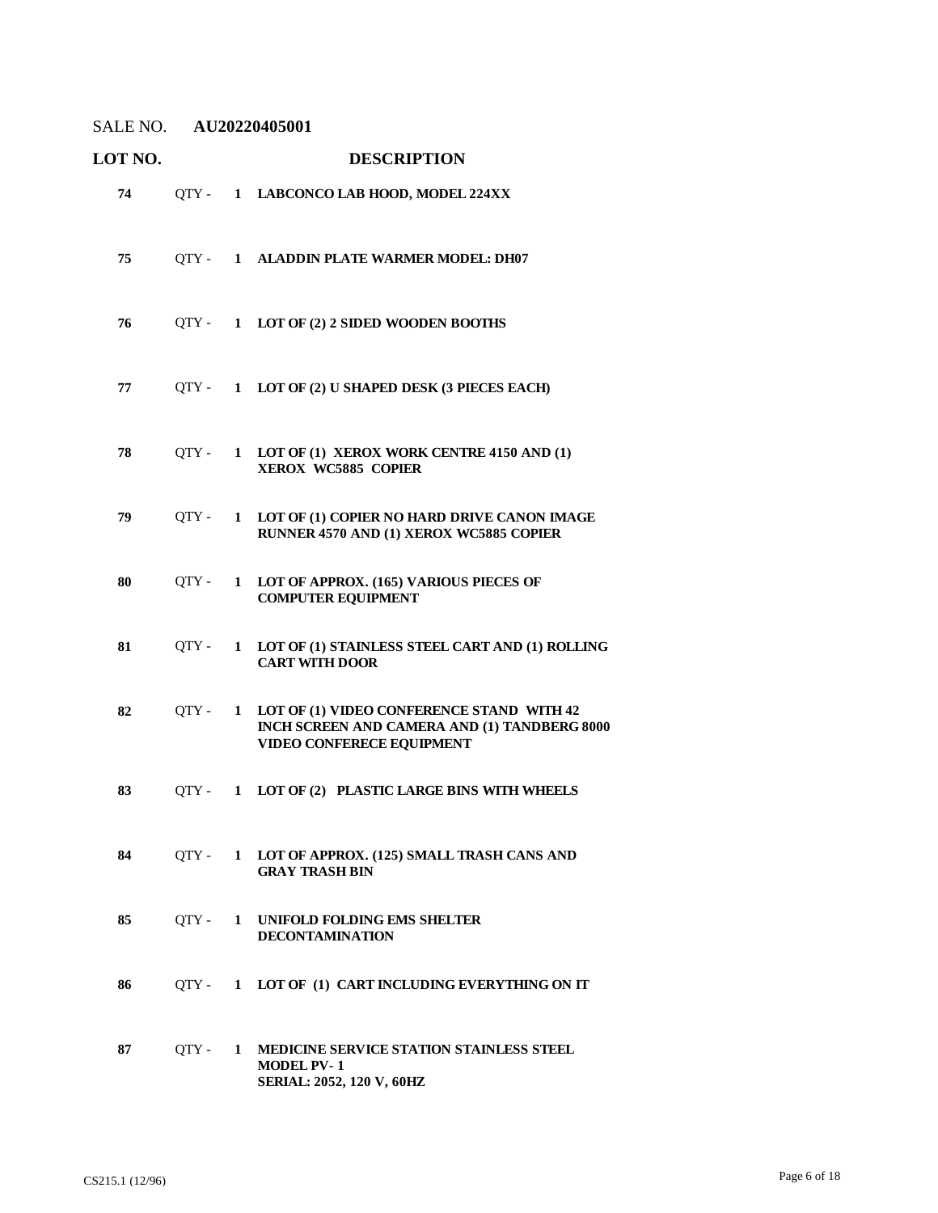SALE NO. **AU20220405001**

| LOT NO. | | | DESCRIPTION |
|---|---|---|---|
| 74 | QTY - | 1 | **LABCONCO LAB HOOD, MODEL 224XX** |
| 75 | QTY - | 1 | **ALADDIN PLATE WARMER MODEL: DH07** |
| 76 | QTY - | 1 | **LOT OF (2) 2 SIDED WOODEN BOOTHS** |
| 77 | QTY - | 1 | **LOT OF (2) U SHAPED DESK (3 PIECES EACH)** |
| 78 | QTY - | 1 | **LOT OF (1) XEROX WORK CENTRE 4150 AND (1) XEROX WC5885 COPIER** |
| 79 | QTY - | 1 | **LOT OF (1) COPIER NO HARD DRIVE CANON IMAGE RUNNER 4570 AND (1) XEROX WC5885 COPIER** |
| 80 | QTY - | 1 | **LOT OF APPROX. (165) VARIOUS PIECES OF COMPUTER EQUIPMENT** |
| 81 | QTY - | 1 | **LOT OF (1) STAINLESS STEEL CART AND (1) ROLLING CART WITH DOOR** |
| 82 | QTY - | 1 | **LOT OF (1) VIDEO CONFERENCE STAND WITH 42 INCH SCREEN AND CAMERA AND (1) TANDBERG 8000 VIDEO CONFERECE EQUIPMENT** |
| 83 | QTY - | 1 | **LOT OF (2) PLASTIC LARGE BINS WITH WHEELS** |
| 84 | QTY - | 1 | **LOT OF APPROX. (125) SMALL TRASH CANS AND GRAY TRASH BIN** |
| 85 | QTY - | 1 | **UNIFOLD FOLDING EMS SHELTER DECONTAMINATION** |
| 86 | QTY - | 1 | **LOT OF (1) CART INCLUDING EVERYTHING ON IT** |
| 87 | QTY - | 1 | **MEDICINE SERVICE STATION STAINLESS STEEL MODEL PV- 1 SERIAL: 2052, 120 V, 60HZ** |

CS215.1 (12/96)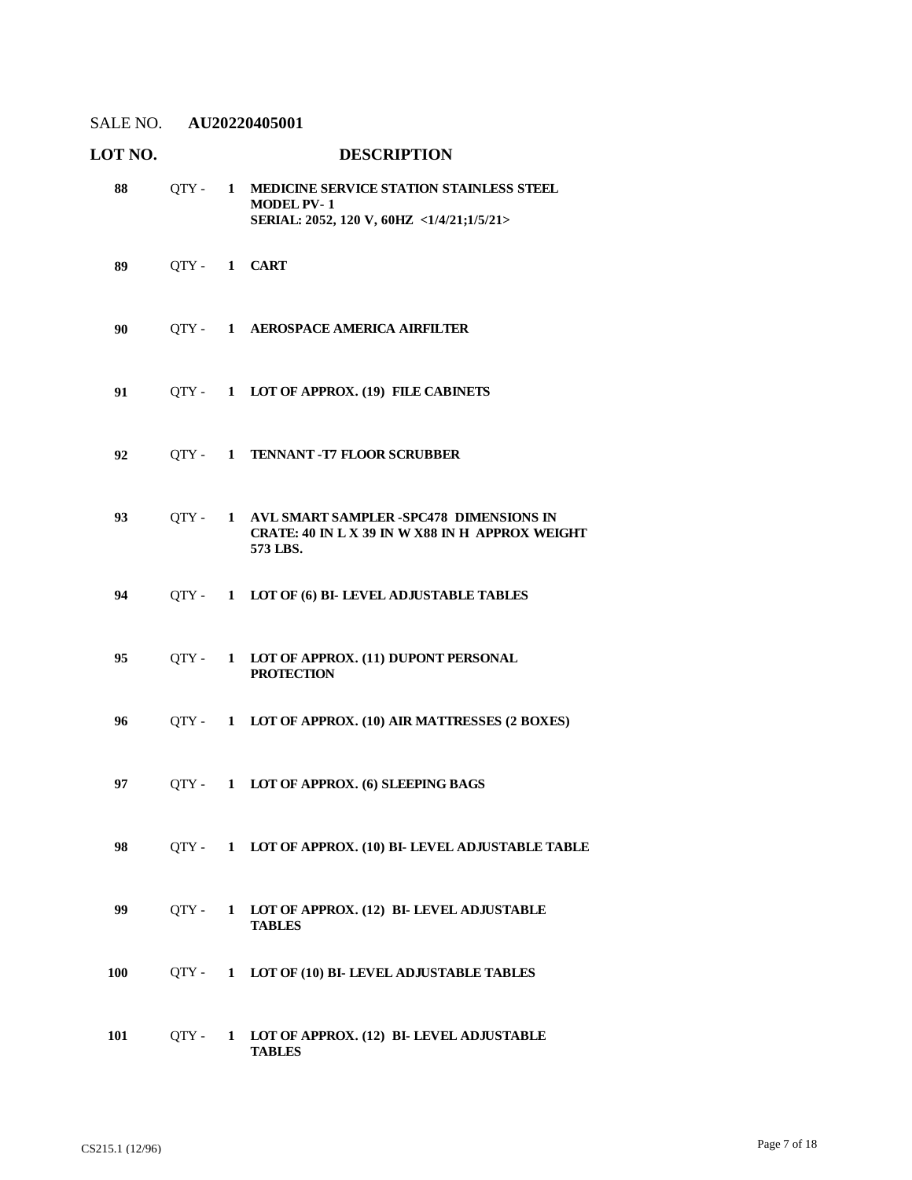SALE NO. **AU20220405001**

| LOT NO. | | | DESCRIPTION |
|---|---|---|---|
| **88** | QTY - | **1** | **MEDICINE SERVICE STATION STAINLESS STEEL MODEL PV- 1 SERIAL: 2052, 120 V, 60HZ <1/4/21;1/5/21>** |
| **89** | QTY - | **1** | **CART** |
| **90** | QTY - | **1** | **AEROSPACE AMERICA AIRFILTER** |
| **91** | QTY - | **1** | **LOT OF APPROX. (19) FILE CABINETS** |
| **92** | QTY - | **1** | **TENNANT -T7 FLOOR SCRUBBER** |
| **93** | QTY - | **1** | **AVL SMART SAMPLER -SPC478 DIMENSIONS IN CRATE: 40 IN L X 39 IN W X88 IN H APPROX WEIGHT 573 LBS.** |
| **94** | QTY - | **1** | **LOT OF (6) BI- LEVEL ADJUSTABLE TABLES** |
| **95** | QTY - | **1** | **LOT OF APPROX. (11) DUPONT PERSONAL PROTECTION** |
| **96** | QTY - | **1** | **LOT OF APPROX. (10) AIR MATTRESSES (2 BOXES)** |
| **97** | QTY - | **1** | **LOT OF APPROX. (6) SLEEPING BAGS** |
| **98** | QTY - | **1** | **LOT OF APPROX. (10) BI- LEVEL ADJUSTABLE TABLE** |
| **99** | QTY - | **1** | **LOT OF APPROX. (12) BI- LEVEL ADJUSTABLE TABLES** |
| **100** | QTY - | **1** | **LOT OF (10) BI- LEVEL ADJUSTABLE TABLES** |
| **101** | QTY - | **1** | **LOT OF APPROX. (12) BI- LEVEL ADJUSTABLE TABLES** |

CS215.1 (12/96)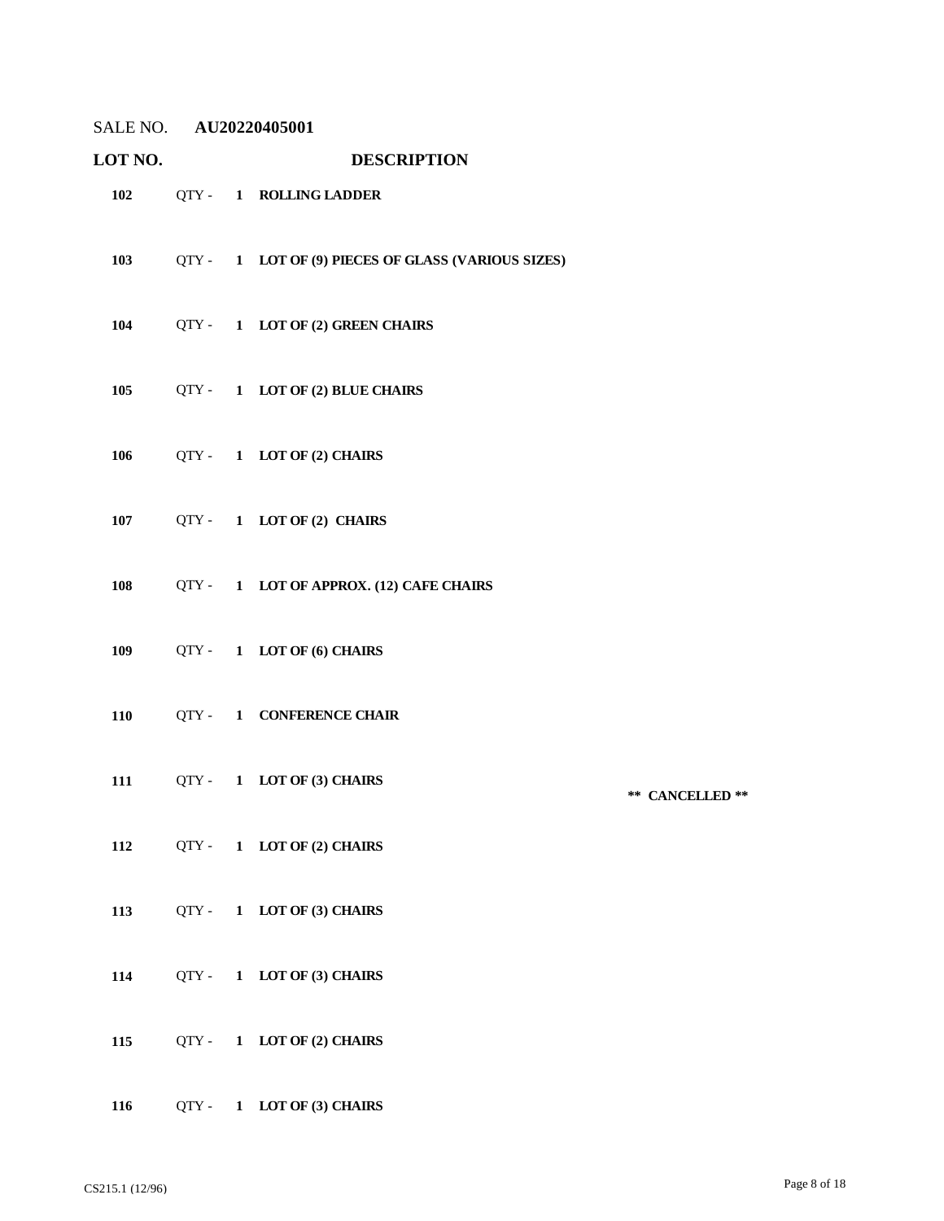SALE NO. **AU20220405001**

| LOT NO. | | DESCRIPTION | |
|---|---|---|---|
| **102** | QTY - **1** | **ROLLING LADDER** | |
| **103** | QTY - **1** | **LOT OF (9) PIECES OF GLASS (VARIOUS SIZES)** | |
| **104** | QTY - **1** | **LOT OF (2) GREEN CHAIRS** | |
| **105** | QTY - **1** | **LOT OF (2) BLUE CHAIRS** | |
| **106** | QTY - **1** | **LOT OF (2) CHAIRS** | |
| **107** | QTY - **1** | **LOT OF (2) CHAIRS** | |
| **108** | QTY - **1** | **LOT OF APPROX. (12) CAFE CHAIRS** | |
| **109** | QTY - **1** | **LOT OF (6) CHAIRS** | |
| **110** | QTY - **1** | **CONFERENCE CHAIR** | |
| **111** | QTY - **1** | **LOT OF (3) CHAIRS** | **\*\* CANCELLED \*\*** |
| **112** | QTY - **1** | **LOT OF (2) CHAIRS** | |
| **113** | QTY - **1** | **LOT OF (3) CHAIRS** | |
| **114** | QTY - **1** | **LOT OF (3) CHAIRS** | |
| **115** | QTY - **1** | **LOT OF (2) CHAIRS** | |
| **116** | QTY - **1** | **LOT OF (3) CHAIRS** | |

CS215.1 (12/96)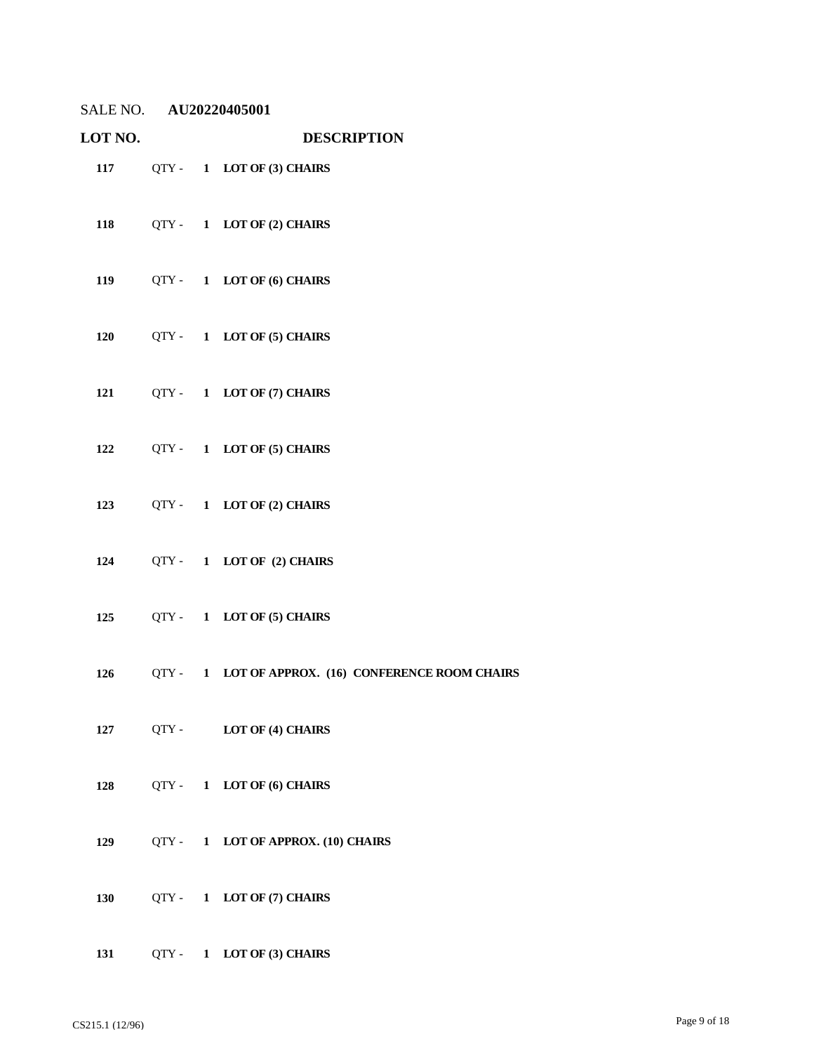SALE NO. **AU20220405001**

| LOT NO. | | | DESCRIPTION |
|---|---|---|---|
| **117** | QTY - | **1** | **LOT OF (3) CHAIRS** |
| **118** | QTY - | **1** | **LOT OF (2) CHAIRS** |
| **119** | QTY - | **1** | **LOT OF (6) CHAIRS** |
| **120** | QTY - | **1** | **LOT OF (5) CHAIRS** |
| **121** | QTY - | **1** | **LOT OF (7) CHAIRS** |
| **122** | QTY - | **1** | **LOT OF (5) CHAIRS** |
| **123** | QTY - | **1** | **LOT OF (2) CHAIRS** |
| **124** | QTY - | **1** | **LOT OF (2) CHAIRS** |
| **125** | QTY - | **1** | **LOT OF (5) CHAIRS** |
| **126** | QTY - | **1** | **LOT OF APPROX. (16) CONFERENCE ROOM CHAIRS** |
| **127** | QTY - | | **LOT OF (4) CHAIRS** |
| **128** | QTY - | **1** | **LOT OF (6) CHAIRS** |
| **129** | QTY - | **1** | **LOT OF APPROX. (10) CHAIRS** |
| **130** | QTY - | **1** | **LOT OF (7) CHAIRS** |
| **131** | QTY - | **1** | **LOT OF (3) CHAIRS** |

CS215.1 (12/96)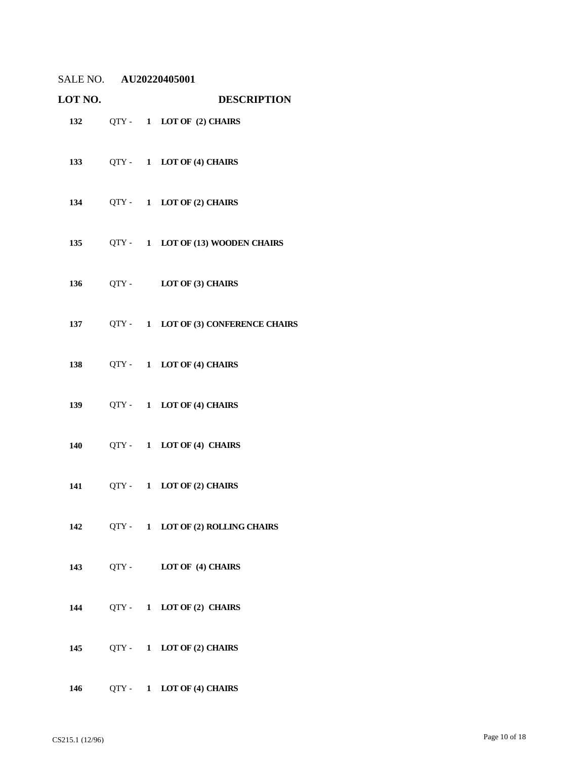SALE NO. **AU20220405001**

| LOT NO. | | | DESCRIPTION |
|---|---|---|---|
| **132** | QTY - | **1** | **LOT OF (2) CHAIRS** |
| **133** | QTY - | **1** | **LOT OF (4) CHAIRS** |
| **134** | QTY - | **1** | **LOT OF (2) CHAIRS** |
| **135** | QTY - | **1** | **LOT OF (13) WOODEN CHAIRS** |
| **136** | QTY - | | **LOT OF (3) CHAIRS** |
| **137** | QTY - | **1** | **LOT OF (3) CONFERENCE CHAIRS** |
| **138** | QTY - | **1** | **LOT OF (4) CHAIRS** |
| **139** | QTY - | **1** | **LOT OF (4) CHAIRS** |
| **140** | QTY - | **1** | **LOT OF (4) CHAIRS** |
| **141** | QTY - | **1** | **LOT OF (2) CHAIRS** |
| **142** | QTY - | **1** | **LOT OF (2) ROLLING CHAIRS** |
| **143** | QTY - | | **LOT OF (4) CHAIRS** |
| **144** | QTY - | **1** | **LOT OF (2) CHAIRS** |
| **145** | QTY - | **1** | **LOT OF (2) CHAIRS** |
| **146** | QTY - | **1** | **LOT OF (4) CHAIRS** |

CS215.1 (12/96)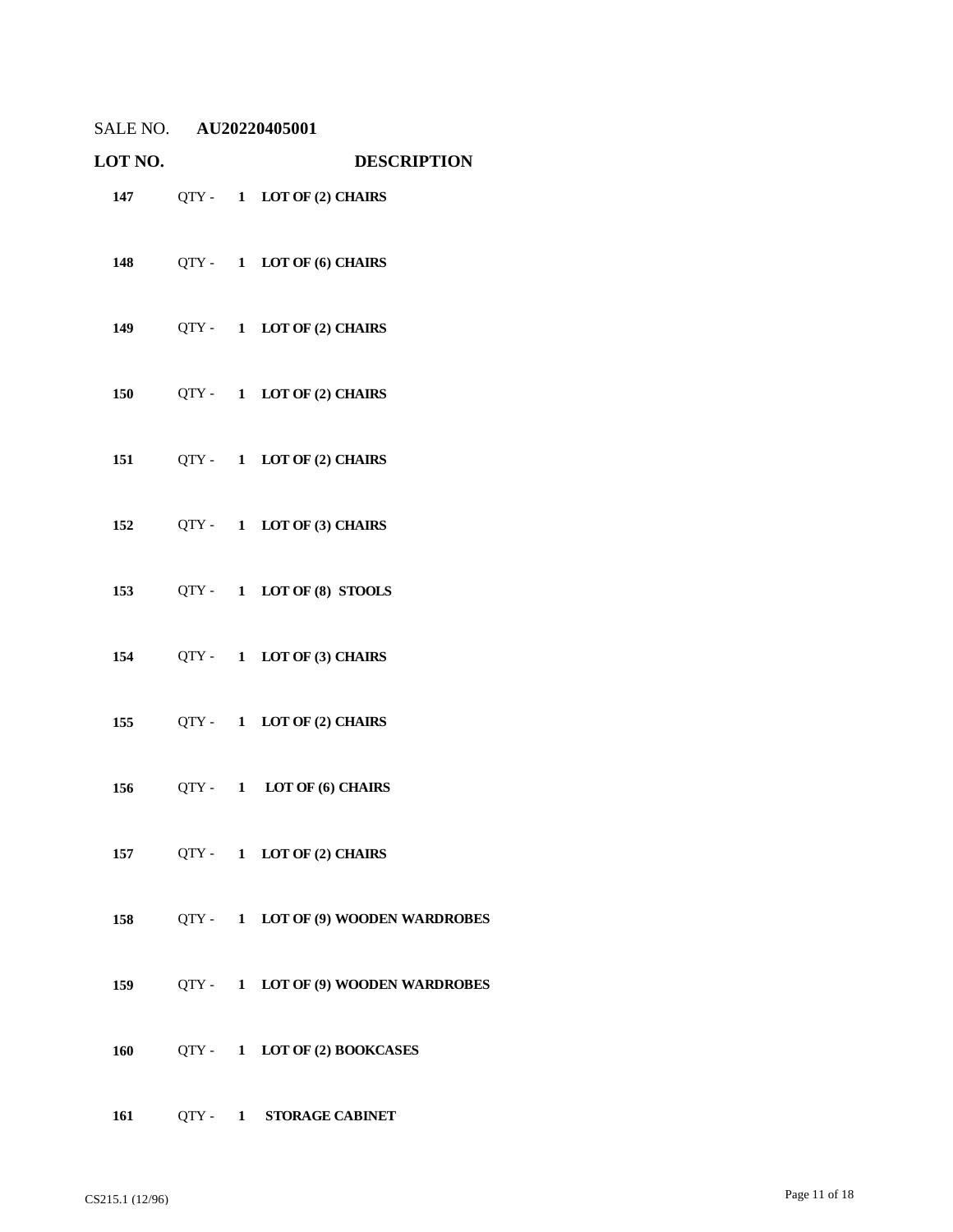SALE NO. **AU20220405001**

| LOT NO. | | | DESCRIPTION |
|---|---|---|---|
| **147** | QTY - | **1** | **LOT OF (2) CHAIRS** |
| **148** | QTY - | **1** | **LOT OF (6) CHAIRS** |
| **149** | QTY - | **1** | **LOT OF (2) CHAIRS** |
| **150** | QTY - | **1** | **LOT OF (2) CHAIRS** |
| **151** | QTY - | **1** | **LOT OF (2) CHAIRS** |
| **152** | QTY - | **1** | **LOT OF (3) CHAIRS** |
| **153** | QTY - | **1** | **LOT OF (8) STOOLS** |
| **154** | QTY - | **1** | **LOT OF (3) CHAIRS** |
| **155** | QTY - | **1** | **LOT OF (2) CHAIRS** |
| **156** | QTY - | **1** | **LOT OF (6) CHAIRS** |
| **157** | QTY - | **1** | **LOT OF (2) CHAIRS** |
| **158** | QTY - | **1** | **LOT OF (9) WOODEN WARDROBES** |
| **159** | QTY - | **1** | **LOT OF (9) WOODEN WARDROBES** |
| **160** | QTY - | **1** | **LOT OF (2) BOOKCASES** |
| **161** | QTY - | **1** | **STORAGE CABINET** |

CS215.1 (12/96)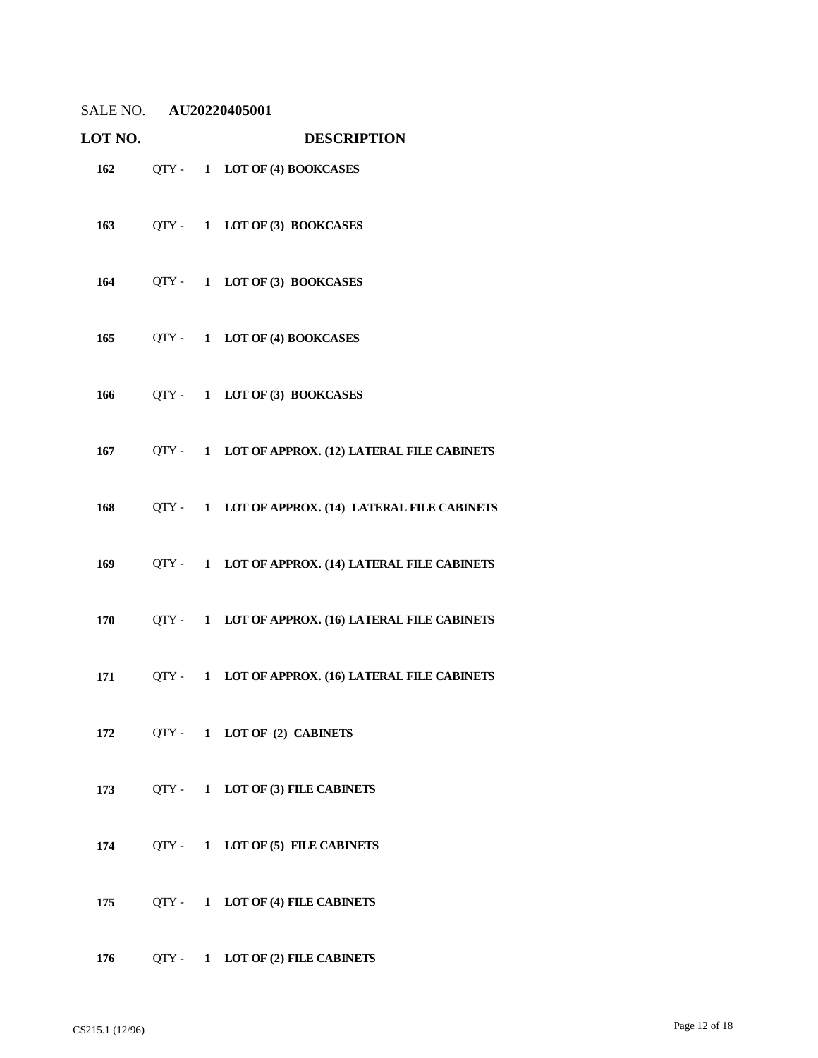SALE NO. **AU20220405001**

| LOT NO. | | DESCRIPTION |
|---|---|---|
| **162** | QTY - **1** | **LOT OF (4) BOOKCASES** |
| **163** | QTY - **1** | **LOT OF (3) BOOKCASES** |
| **164** | QTY - **1** | **LOT OF (3) BOOKCASES** |
| **165** | QTY - **1** | **LOT OF (4) BOOKCASES** |
| **166** | QTY - **1** | **LOT OF (3) BOOKCASES** |
| **167** | QTY - **1** | **LOT OF APPROX. (12) LATERAL FILE CABINETS** |
| **168** | QTY - **1** | **LOT OF APPROX. (14) LATERAL FILE CABINETS** |
| **169** | QTY - **1** | **LOT OF APPROX. (14) LATERAL FILE CABINETS** |
| **170** | QTY - **1** | **LOT OF APPROX. (16) LATERAL FILE CABINETS** |
| **171** | QTY - **1** | **LOT OF APPROX. (16) LATERAL FILE CABINETS** |
| **172** | QTY - **1** | **LOT OF (2) CABINETS** |
| **173** | QTY - **1** | **LOT OF (3) FILE CABINETS** |
| **174** | QTY - **1** | **LOT OF (5) FILE CABINETS** |
| **175** | QTY - **1** | **LOT OF (4) FILE CABINETS** |
| **176** | QTY - **1** | **LOT OF (2) FILE CABINETS** |

CS215.1 (12/96)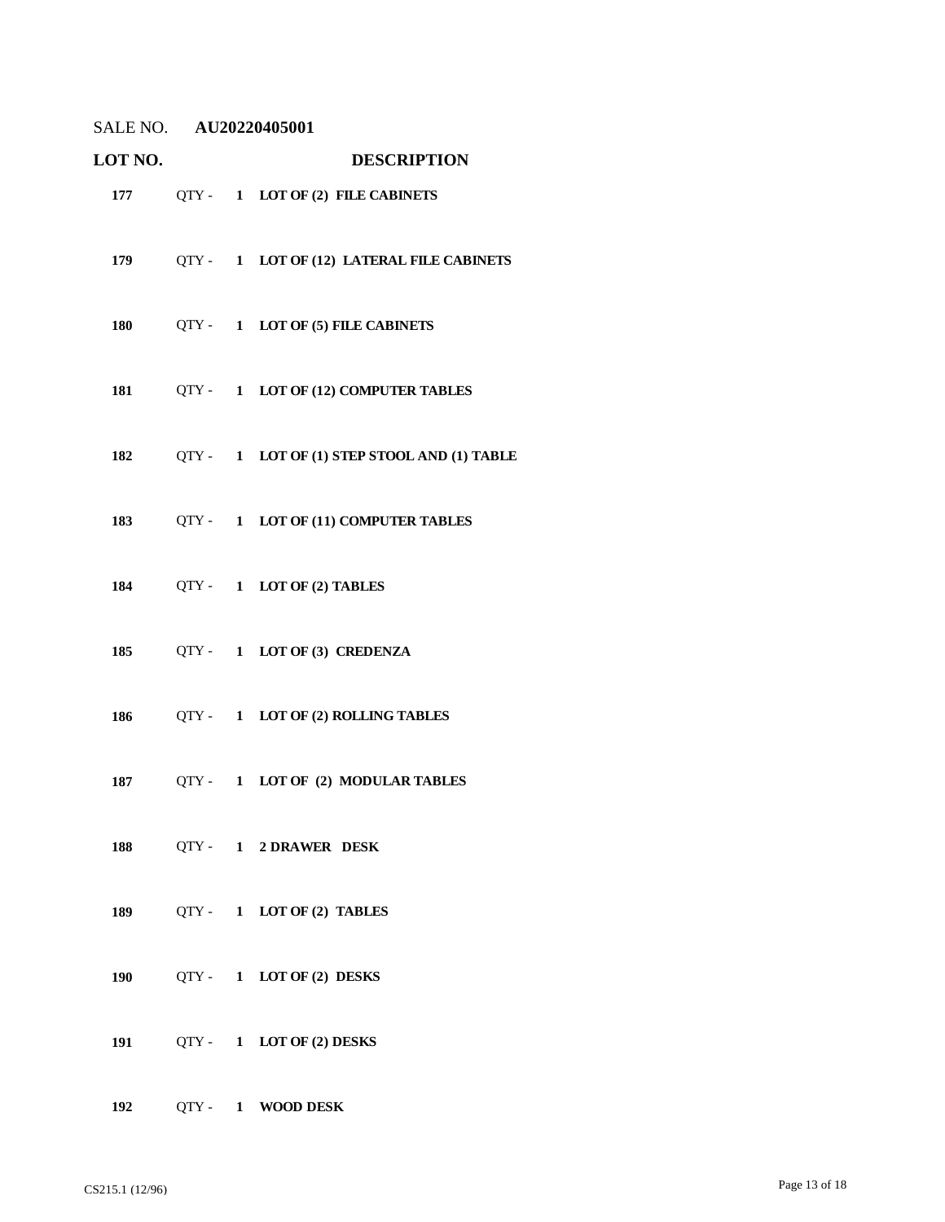SALE NO. **AU20220405001**

| LOT NO. | | | DESCRIPTION |
|---|---|---|---|
| **177** | QTY - | **1** | **LOT OF (2) FILE CABINETS** |
| **179** | QTY - | **1** | **LOT OF (12) LATERAL FILE CABINETS** |
| **180** | QTY - | **1** | **LOT OF (5) FILE CABINETS** |
| **181** | QTY - | **1** | **LOT OF (12) COMPUTER TABLES** |
| **182** | QTY - | **1** | **LOT OF (1) STEP STOOL AND (1) TABLE** |
| **183** | QTY - | **1** | **LOT OF (11) COMPUTER TABLES** |
| **184** | QTY - | **1** | **LOT OF (2) TABLES** |
| **185** | QTY - | **1** | **LOT OF (3) CREDENZA** |
| **186** | QTY - | **1** | **LOT OF (2) ROLLING TABLES** |
| **187** | QTY - | **1** | **LOT OF (2) MODULAR TABLES** |
| **188** | QTY - | **1** | **2 DRAWER DESK** |
| **189** | QTY - | **1** | **LOT OF (2) TABLES** |
| **190** | QTY - | **1** | **LOT OF (2) DESKS** |
| **191** | QTY - | **1** | **LOT OF (2) DESKS** |
| **192** | QTY - | **1** | **WOOD DESK** |

CS215.1 (12/96)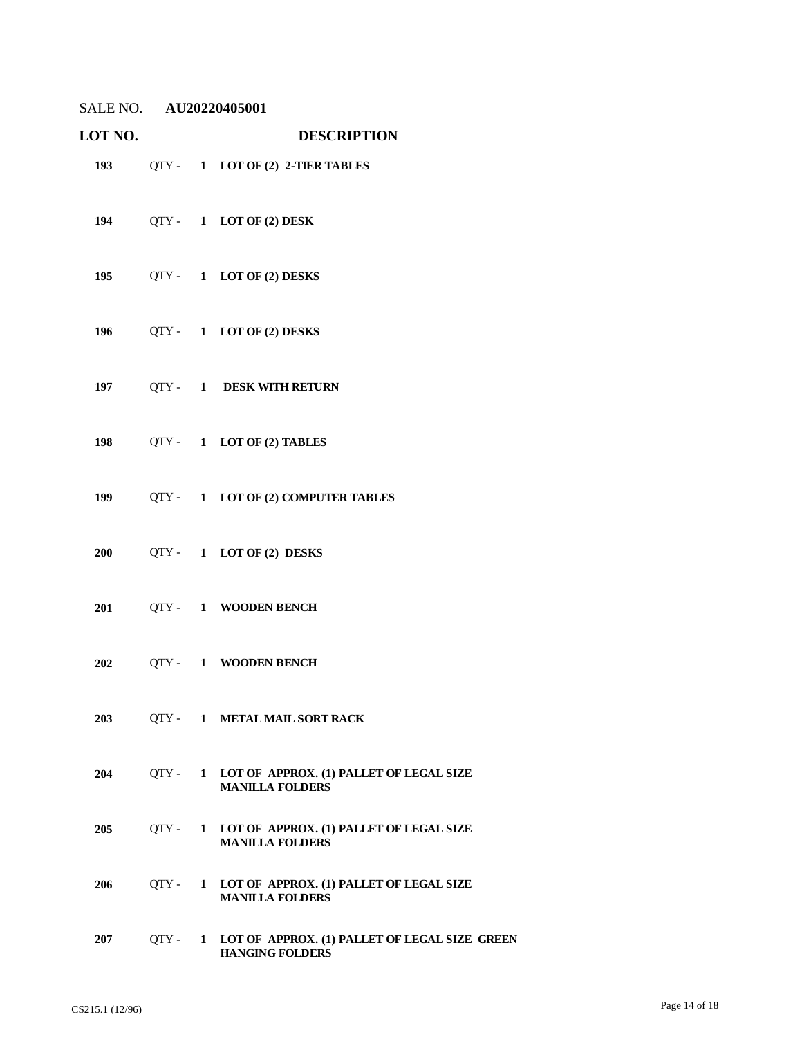SALE NO. **AU20220405001**

| LOT NO. | | | DESCRIPTION |
|---|---|---|---|
| **193** | QTY - | **1** | **LOT OF (2) 2-TIER TABLES** |
| **194** | QTY - | **1** | **LOT OF (2) DESK** |
| **195** | QTY - | **1** | **LOT OF (2) DESKS** |
| **196** | QTY - | **1** | **LOT OF (2) DESKS** |
| **197** | QTY - | **1** | **DESK WITH RETURN** |
| **198** | QTY - | **1** | **LOT OF (2) TABLES** |
| **199** | QTY - | **1** | **LOT OF (2) COMPUTER TABLES** |
| **200** | QTY - | **1** | **LOT OF (2) DESKS** |
| **201** | QTY - | **1** | **WOODEN BENCH** |
| **202** | QTY - | **1** | **WOODEN BENCH** |
| **203** | QTY - | **1** | **METAL MAIL SORT RACK** |
| **204** | QTY - | **1** | **LOT OF APPROX. (1) PALLET OF LEGAL SIZE MANILLA FOLDERS** |
| **205** | QTY - | **1** | **LOT OF APPROX. (1) PALLET OF LEGAL SIZE MANILLA FOLDERS** |
| **206** | QTY - | **1** | **LOT OF APPROX. (1) PALLET OF LEGAL SIZE MANILLA FOLDERS** |
| **207** | QTY - | **1** | **LOT OF APPROX. (1) PALLET OF LEGAL SIZE GREEN HANGING FOLDERS** |

CS215.1 (12/96)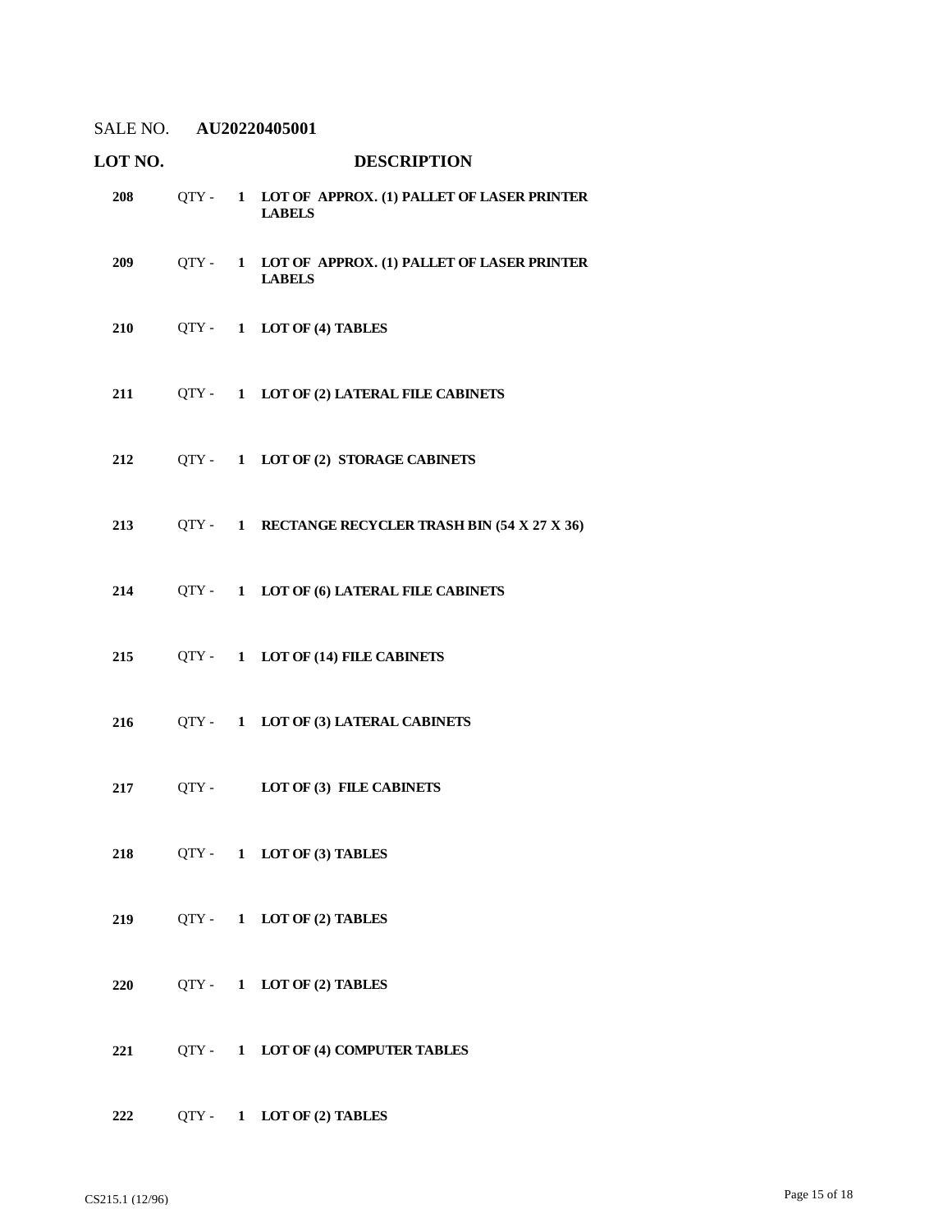SALE NO. **AU20220405001**

| LOT NO. | | | DESCRIPTION |
|---|---|---|---|
| **208** | QTY - | **1** | **LOT OF APPROX. (1) PALLET OF LASER PRINTER LABELS** |
| **209** | QTY - | **1** | **LOT OF APPROX. (1) PALLET OF LASER PRINTER LABELS** |
| **210** | QTY - | **1** | **LOT OF (4) TABLES** |
| **211** | QTY - | **1** | **LOT OF (2) LATERAL FILE CABINETS** |
| **212** | QTY - | **1** | **LOT OF (2) STORAGE CABINETS** |
| **213** | QTY - | **1** | **RECTANGE RECYCLER TRASH BIN (54 X 27 X 36)** |
| **214** | QTY - | **1** | **LOT OF (6) LATERAL FILE CABINETS** |
| **215** | QTY - | **1** | **LOT OF (14) FILE CABINETS** |
| **216** | QTY - | **1** | **LOT OF (3) LATERAL CABINETS** |
| **217** | QTY - | | **LOT OF (3) FILE CABINETS** |
| **218** | QTY - | **1** | **LOT OF (3) TABLES** |
| **219** | QTY - | **1** | **LOT OF (2) TABLES** |
| **220** | QTY - | **1** | **LOT OF (2) TABLES** |
| **221** | QTY - | **1** | **LOT OF (4) COMPUTER TABLES** |
| **222** | QTY - | **1** | **LOT OF (2) TABLES** |

CS215.1 (12/96)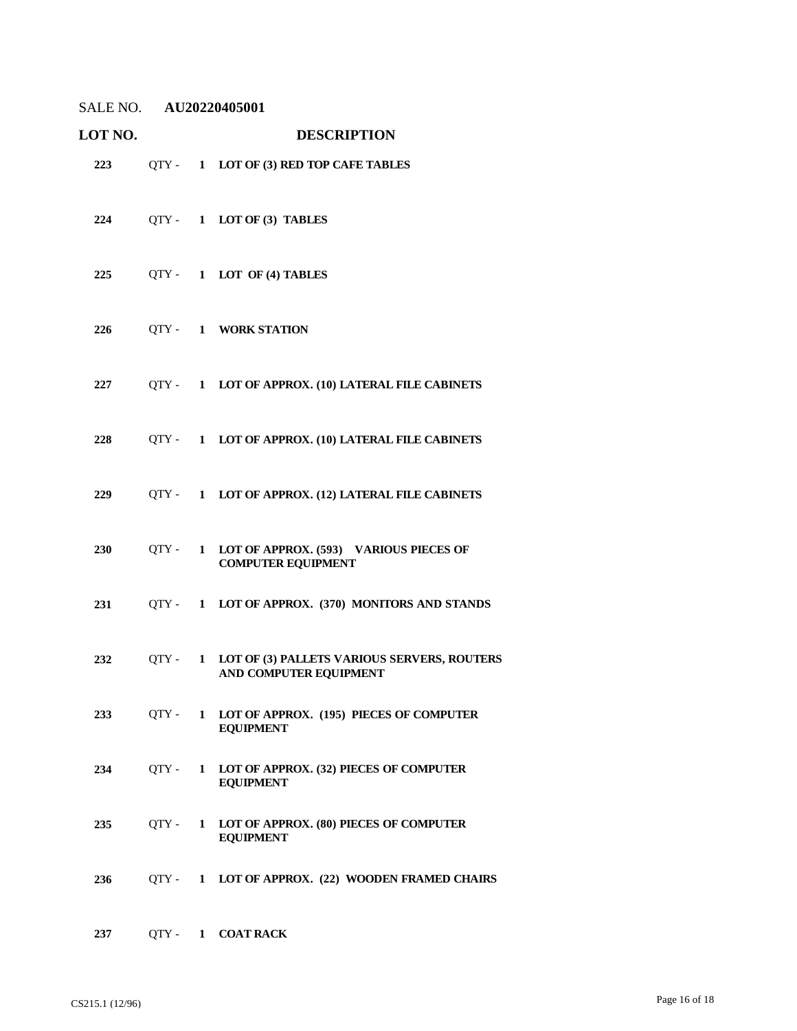SALE NO. **AU20220405001**

| LOT NO. | | | DESCRIPTION |
|---|---|---|---|
| **223** | QTY - | **1** | **LOT OF (3) RED TOP CAFE TABLES** |
| **224** | QTY - | **1** | **LOT OF (3) TABLES** |
| **225** | QTY - | **1** | **LOT OF (4) TABLES** |
| **226** | QTY - | **1** | **WORK STATION** |
| **227** | QTY - | **1** | **LOT OF APPROX. (10) LATERAL FILE CABINETS** |
| **228** | QTY - | **1** | **LOT OF APPROX. (10) LATERAL FILE CABINETS** |
| **229** | QTY - | **1** | **LOT OF APPROX. (12) LATERAL FILE CABINETS** |
| **230** | QTY - | **1** | **LOT OF APPROX. (593) VARIOUS PIECES OF COMPUTER EQUIPMENT** |
| **231** | QTY - | **1** | **LOT OF APPROX. (370) MONITORS AND STANDS** |
| **232** | QTY - | **1** | **LOT OF (3) PALLETS VARIOUS SERVERS, ROUTERS AND COMPUTER EQUIPMENT** |
| **233** | QTY - | **1** | **LOT OF APPROX. (195) PIECES OF COMPUTER EQUIPMENT** |
| **234** | QTY - | **1** | **LOT OF APPROX. (32) PIECES OF COMPUTER EQUIPMENT** |
| **235** | QTY - | **1** | **LOT OF APPROX. (80) PIECES OF COMPUTER EQUIPMENT** |
| **236** | QTY - | **1** | **LOT OF APPROX. (22) WOODEN FRAMED CHAIRS** |
| **237** | QTY - | **1** | **COAT RACK** |

CS215.1 (12/96)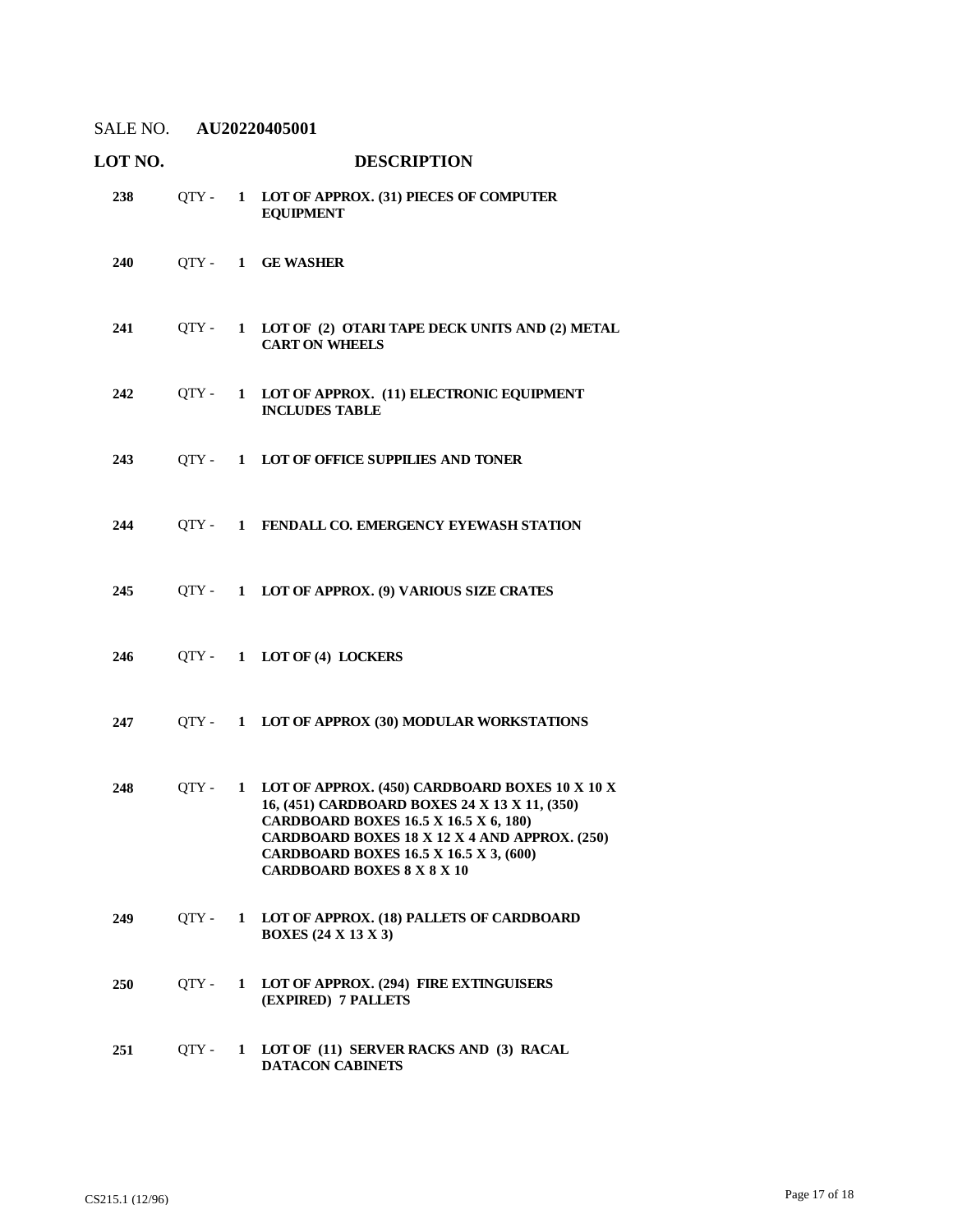SALE NO. **AU20220405001**

| LOT NO. | | | DESCRIPTION |
|---|---|---|---|
| **238** | QTY - | **1** | **LOT OF APPROX. (31) PIECES OF COMPUTER EQUIPMENT** |
| **240** | QTY - | **1** | **GE WASHER** |
| **241** | QTY - | **1** | **LOT OF (2) OTARI TAPE DECK UNITS AND (2) METAL CART ON WHEELS** |
| **242** | QTY - | **1** | **LOT OF APPROX. (11) ELECTRONIC EQUIPMENT INCLUDES TABLE** |
| **243** | QTY - | **1** | **LOT OF OFFICE SUPPILIES AND TONER** |
| **244** | QTY - | **1** | **FENDALL CO. EMERGENCY EYEWASH STATION** |
| **245** | QTY - | **1** | **LOT OF APPROX. (9) VARIOUS SIZE CRATES** |
| **246** | QTY - | **1** | **LOT OF (4) LOCKERS** |
| **247** | QTY - | **1** | **LOT OF APPROX (30) MODULAR WORKSTATIONS** |
| **248** | QTY - | **1** | **LOT OF APPROX. (450) CARDBOARD BOXES 10 X 10 X 16, (451) CARDBOARD BOXES 24 X 13 X 11, (350) CARDBOARD BOXES 16.5 X 16.5 X 6, 180) CARDBOARD BOXES 18 X 12 X 4 AND APPROX. (250) CARDBOARD BOXES 16.5 X 16.5 X 3, (600) CARDBOARD BOXES 8 X 8 X 10** |
| **249** | QTY - | **1** | **LOT OF APPROX. (18) PALLETS OF CARDBOARD BOXES (24 X 13 X 3)** |
| **250** | QTY - | **1** | **LOT OF APPROX. (294) FIRE EXTINGUISERS (EXPIRED) 7 PALLETS** |
| **251** | QTY - | **1** | **LOT OF (11) SERVER RACKS AND (3) RACAL DATACON CABINETS** |

CS215.1 (12/96)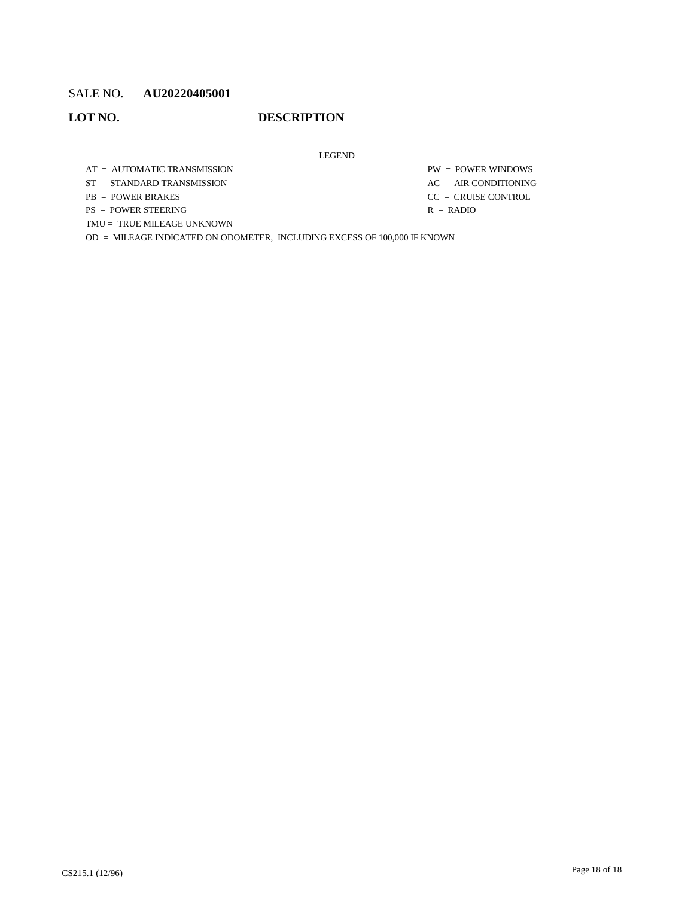SALE NO. **AU20220405001**

**LOT NO.** **DESCRIPTION**

LEGEND

AT = AUTOMATIC TRANSMISSION

ST = STANDARD TRANSMISSION

PB = POWER BRAKES

PS = POWER STEERING

TMU = TRUE MILEAGE UNKNOWN

OD = MILEAGE INDICATED ON ODOMETER, INCLUDING EXCESS OF 100,000 IF KNOWN

PW = POWER WINDOWS

AC = AIR CONDITIONING

CC = CRUISE CONTROL

R = RADIO

CS215.1 (12/96)